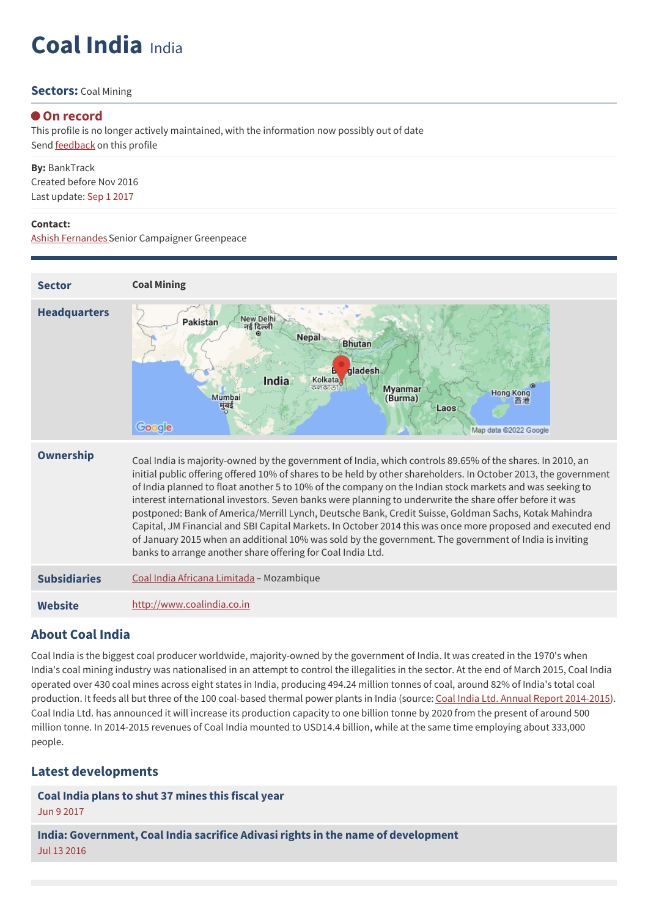# Coal India India

**Sectors:** Coal Mining

● **On record**
This profile is no longer actively maintained, with the information now possibly out of date
Send feedback on this profile

**By:** BankTrack
Created before Nov 2016
Last update: Sep 1 2017

**Contact:**
Ashish Fernandes Senior Campaigner Greenpeace

| | |
|---|---|
| **Sector** | **Coal Mining** |
| **Headquarters** | |
| **Ownership** | Coal India is majority-owned by the government of India, which controls 89.65% of the shares. In 2010, an initial public offering offered 10% of shares to be held by other shareholders. In October 2013, the government of India planned to float another 5 to 10% of the company on the Indian stock markets and was seeking to interest international investors. Seven banks were planning to underwrite the share offer before it was postponed: Bank of America/Merrill Lynch, Deutsche Bank, Credit Suisse, Goldman Sachs, Kotak Mahindra Capital, JM Financial and SBI Capital Markets. In October 2014 this was once more proposed and executed end of January 2015 when an additional 10% was sold by the government. The government of India is inviting banks to arrange another share offering for Coal India Ltd. |
| **Subsidiaries** | Coal India Africana Limitada – Mozambique |
| **Website** | http://www.coalindia.co.in |

## About Coal India

Coal India is the biggest coal producer worldwide, majority-owned by the government of India. It was created in the 1970's when India's coal mining industry was nationalised in an attempt to control the illegalities in the sector. At the end of March 2015, Coal India operated over 430 coal mines across eight states in India, producing 494.24 million tonnes of coal, around 82% of India's total coal production. It feeds all but three of the 100 coal-based thermal power plants in India (source: Coal India Ltd. Annual Report 2014-2015). Coal India Ltd. has announced it will increase its production capacity to one billion tonne by 2020 from the present of around 500 million tonne. In 2014-2015 revenues of Coal India mounted to USD14.4 billion, while at the same time employing about 333,000 people.

## Latest developments

**Coal India plans to shut 37 mines this fiscal year**
Jun 9 2017

**India: Government, Coal India sacrifice Adivasi rights in the name of development**
Jul 13 2016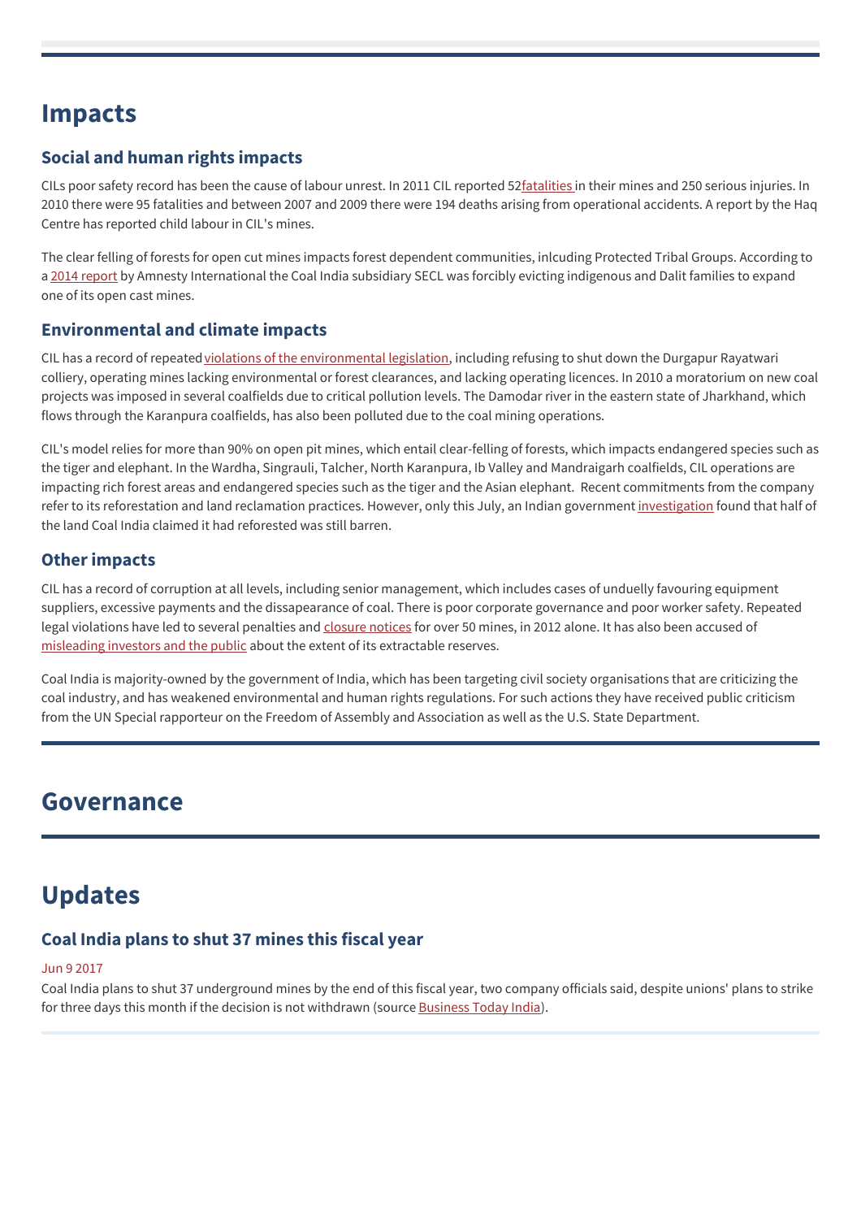# Impacts

## Social and human rights impacts

CILs poor safety record has been the cause of labour unrest. In 2011 CIL reported 52fatalities in their mines and 250 serious injuries. In 2010 there were 95 fatalities and between 2007 and 2009 there were 194 deaths arising from operational accidents. A report by the Haq Centre has reported child labour in CIL's mines.

The clear felling of forests for open cut mines impacts forest dependent communities, inlcuding Protected Tribal Groups. According to a 2014 report by Amnesty International the Coal India subsidiary SECL was forcibly evicting indigenous and Dalit families to expand one of its open cast mines.

## Environmental and climate impacts

CIL has a record of repeated violations of the environmental legislation, including refusing to shut down the Durgapur Rayatwari colliery, operating mines lacking environmental or forest clearances, and lacking operating licences. In 2010 a moratorium on new coal projects was imposed in several coalfields due to critical pollution levels. The Damodar river in the eastern state of Jharkhand, which flows through the Karanpura coalfields, has also been polluted due to the coal mining operations.

CIL's model relies for more than 90% on open pit mines, which entail clear-felling of forests, which impacts endangered species such as the tiger and elephant. In the Wardha, Singrauli, Talcher, North Karanpura, Ib Valley and Mandraigarh coalfields, CIL operations are impacting rich forest areas and endangered species such as the tiger and the Asian elephant.  Recent commitments from the company refer to its reforestation and land reclamation practices. However, only this July, an Indian government investigation found that half of the land Coal India claimed it had reforested was still barren.

## Other impacts

CIL has a record of corruption at all levels, including senior management, which includes cases of unduelly favouring equipment suppliers, excessive payments and the dissapearance of coal. There is poor corporate governance and poor worker safety. Repeated legal violations have led to several penalties and closure notices for over 50 mines, in 2012 alone. It has also been accused of misleading investors and the public about the extent of its extractable reserves.

Coal India is majority-owned by the government of India, which has been targeting civil society organisations that are criticizing the coal industry, and has weakened environmental and human rights regulations. For such actions they have received public criticism from the UN Special rapporteur on the Freedom of Assembly and Association as well as the U.S. State Department.

# Governance

# Updates

## Coal India plans to shut 37 mines this fiscal year

Jun 9 2017

Coal India plans to shut 37 underground mines by the end of this fiscal year, two company officials said, despite unions' plans to strike for three days this month if the decision is not withdrawn (source Business Today India).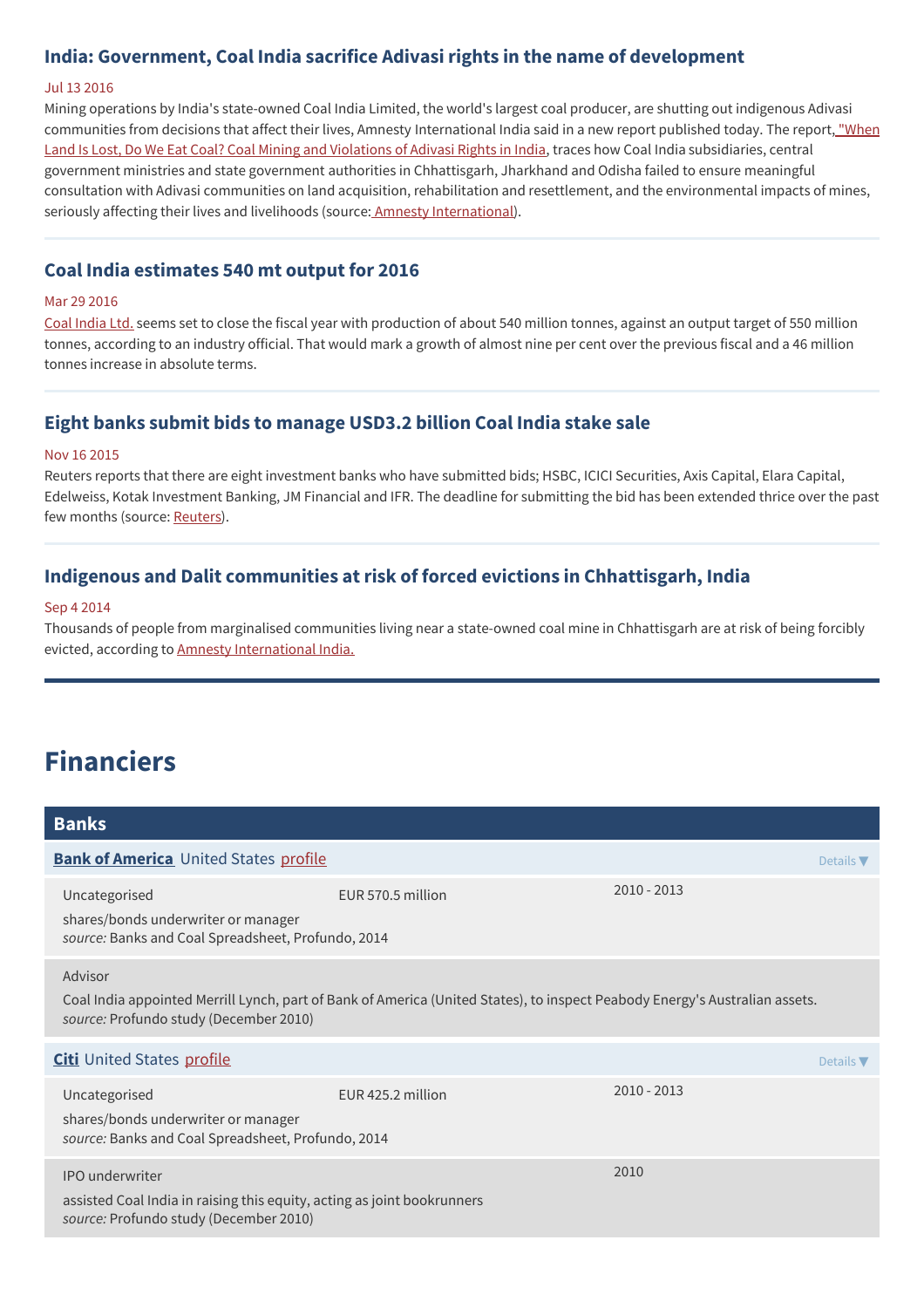### India: Government, Coal India sacrifice Adivasi rights in the name of development

Jul 13 2016

Mining operations by India's state-owned Coal India Limited, the world's largest coal producer, are shutting out indigenous Adivasi communities from decisions that affect their lives, Amnesty International India said in a new report published today. The report, "When Land Is Lost, Do We Eat Coal? Coal Mining and Violations of Adivasi Rights in India, traces how Coal India subsidiaries, central government ministries and state government authorities in Chhattisgarh, Jharkhand and Odisha failed to ensure meaningful consultation with Adivasi communities on land acquisition, rehabilitation and resettlement, and the environmental impacts of mines, seriously affecting their lives and livelihoods (source: Amnesty International).

### Coal India estimates 540 mt output for 2016

Mar 29 2016

Coal India Ltd. seems set to close the fiscal year with production of about 540 million tonnes, against an output target of 550 million tonnes, according to an industry official. That would mark a growth of almost nine per cent over the previous fiscal and a 46 million tonnes increase in absolute terms.

### Eight banks submit bids to manage USD3.2 billion Coal India stake sale

Nov 16 2015

Reuters reports that there are eight investment banks who have submitted bids; HSBC, ICICI Securities, Axis Capital, Elara Capital, Edelweiss, Kotak Investment Banking, JM Financial and IFR. The deadline for submitting the bid has been extended thrice over the past few months (source: Reuters).

### Indigenous and Dalit communities at risk of forced evictions in Chhattisgarh, India

Sep 4 2014

Thousands of people from marginalised communities living near a state-owned coal mine in Chhattisgarh are at risk of being forcibly evicted, according to Amnesty International India.

## Financiers

### Banks

**Bank of America** United States profile — Details ▼

| | | |
|---|---|---|
| Uncategorised<br>shares/bonds underwriter or manager<br>*source:* Banks and Coal Spreadsheet, Profundo, 2014 | EUR 570.5 million | 2010 - 2013 |
| Advisor<br>Coal India appointed Merrill Lynch, part of Bank of America (United States), to inspect Peabody Energy's Australian assets.<br>*source:* Profundo study (December 2010) | | |

**Citi** United States profile — Details ▼

| | | |
|---|---|---|
| Uncategorised<br>shares/bonds underwriter or manager<br>*source:* Banks and Coal Spreadsheet, Profundo, 2014 | EUR 425.2 million | 2010 - 2013 |
| IPO underwriter<br>assisted Coal India in raising this equity, acting as joint bookrunners<br>*source:* Profundo study (December 2010) | | 2010 |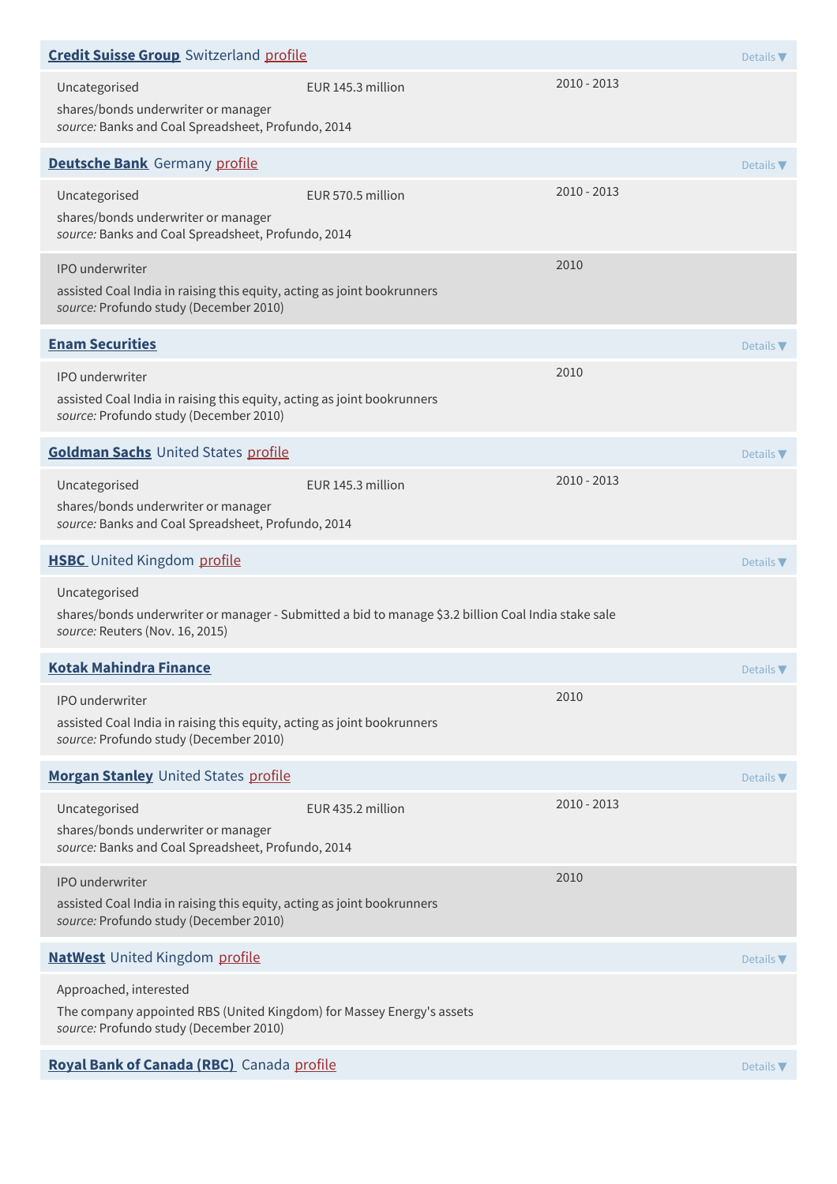**Credit Suisse Group** Switzerland profile

Details ▼

Uncategorised — EUR 145.3 million — 2010 - 2013

shares/bonds underwriter or manager

*source:* Banks and Coal Spreadsheet, Profundo, 2014

**Deutsche Bank** Germany profile

Details ▼

Uncategorised — EUR 570.5 million — 2010 - 2013

shares/bonds underwriter or manager

*source:* Banks and Coal Spreadsheet, Profundo, 2014

IPO underwriter — 2010

assisted Coal India in raising this equity, acting as joint bookrunners

*source:* Profundo study (December 2010)

**Enam Securities**

Details ▼

IPO underwriter — 2010

assisted Coal India in raising this equity, acting as joint bookrunners

*source:* Profundo study (December 2010)

**Goldman Sachs** United States profile

Details ▼

Uncategorised — EUR 145.3 million — 2010 - 2013

shares/bonds underwriter or manager

*source:* Banks and Coal Spreadsheet, Profundo, 2014

**HSBC** United Kingdom profile

Details ▼

Uncategorised

shares/bonds underwriter or manager - Submitted a bid to manage $3.2 billion Coal India stake sale

*source:* Reuters (Nov. 16, 2015)

**Kotak Mahindra Finance**

Details ▼

IPO underwriter — 2010

assisted Coal India in raising this equity, acting as joint bookrunners

*source:* Profundo study (December 2010)

**Morgan Stanley** United States profile

Details ▼

Uncategorised — EUR 435.2 million — 2010 - 2013

shares/bonds underwriter or manager

*source:* Banks and Coal Spreadsheet, Profundo, 2014

IPO underwriter — 2010

assisted Coal India in raising this equity, acting as joint bookrunners

*source:* Profundo study (December 2010)

**NatWest** United Kingdom profile

Details ▼

Approached, interested

The company appointed RBS (United Kingdom) for Massey Energy's assets

*source:* Profundo study (December 2010)

**Royal Bank of Canada (RBC)** Canada profile

Details ▼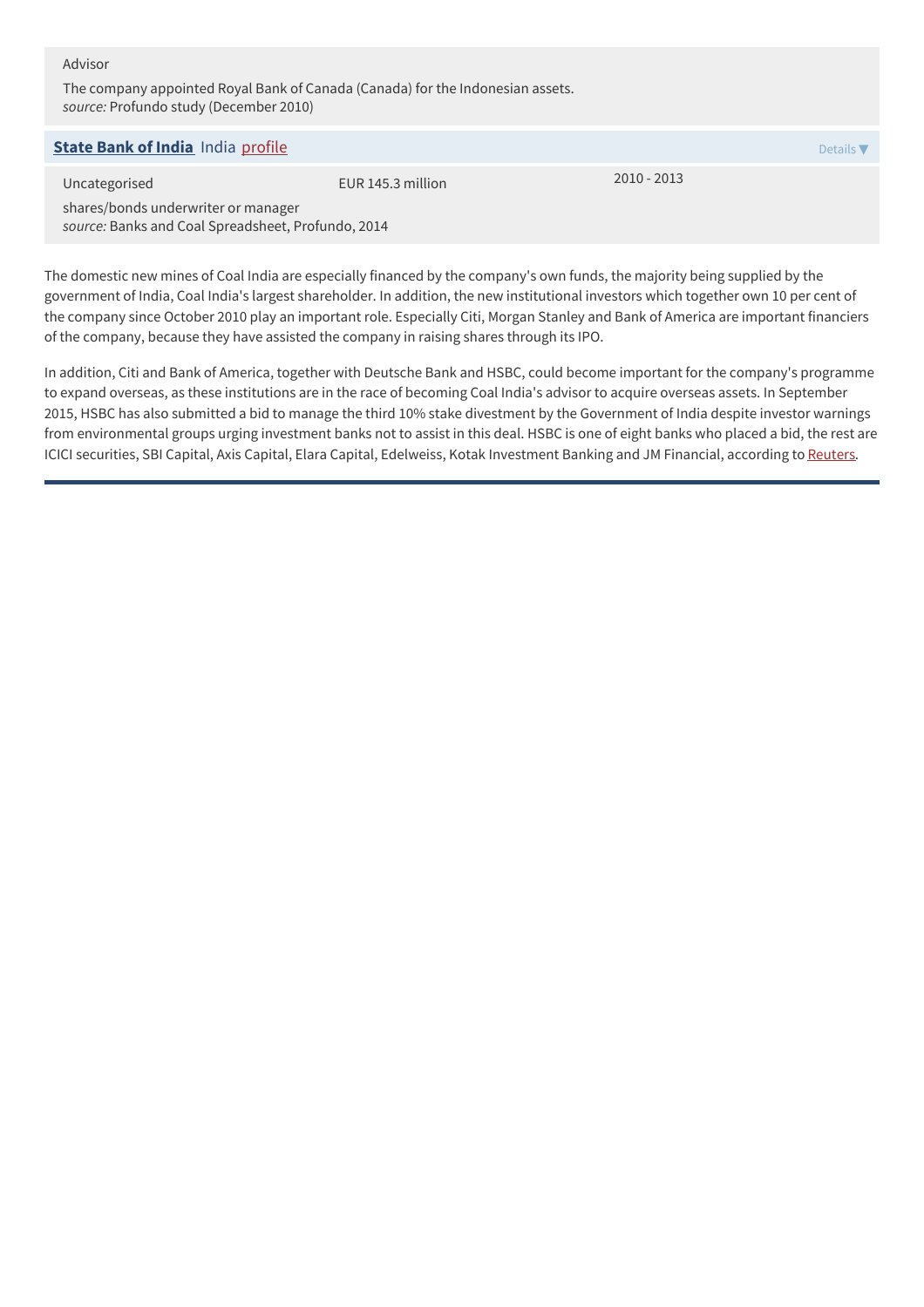Advisor

The company appointed Royal Bank of Canada (Canada) for the Indonesian assets.
*source:* Profundo study (December 2010)

**State Bank of India** India profile

Details ▼

| | | |
|---|---|---|
| Uncategorised | EUR 145.3 million | 2010 - 2013 |

shares/bonds underwriter or manager
*source:* Banks and Coal Spreadsheet, Profundo, 2014

The domestic new mines of Coal India are especially financed by the company's own funds, the majority being supplied by the government of India, Coal India's largest shareholder. In addition, the new institutional investors which together own 10 per cent of the company since October 2010 play an important role. Especially Citi, Morgan Stanley and Bank of America are important financiers of the company, because they have assisted the company in raising shares through its IPO.

In addition, Citi and Bank of America, together with Deutsche Bank and HSBC, could become important for the company's programme to expand overseas, as these institutions are in the race of becoming Coal India's advisor to acquire overseas assets. In September 2015, HSBC has also submitted a bid to manage the third 10% stake divestment by the Government of India despite investor warnings from environmental groups urging investment banks not to assist in this deal. HSBC is one of eight banks who placed a bid, the rest are ICICI securities, SBI Capital, Axis Capital, Elara Capital, Edelweiss, Kotak Investment Banking and JM Financial, according to Reuters.